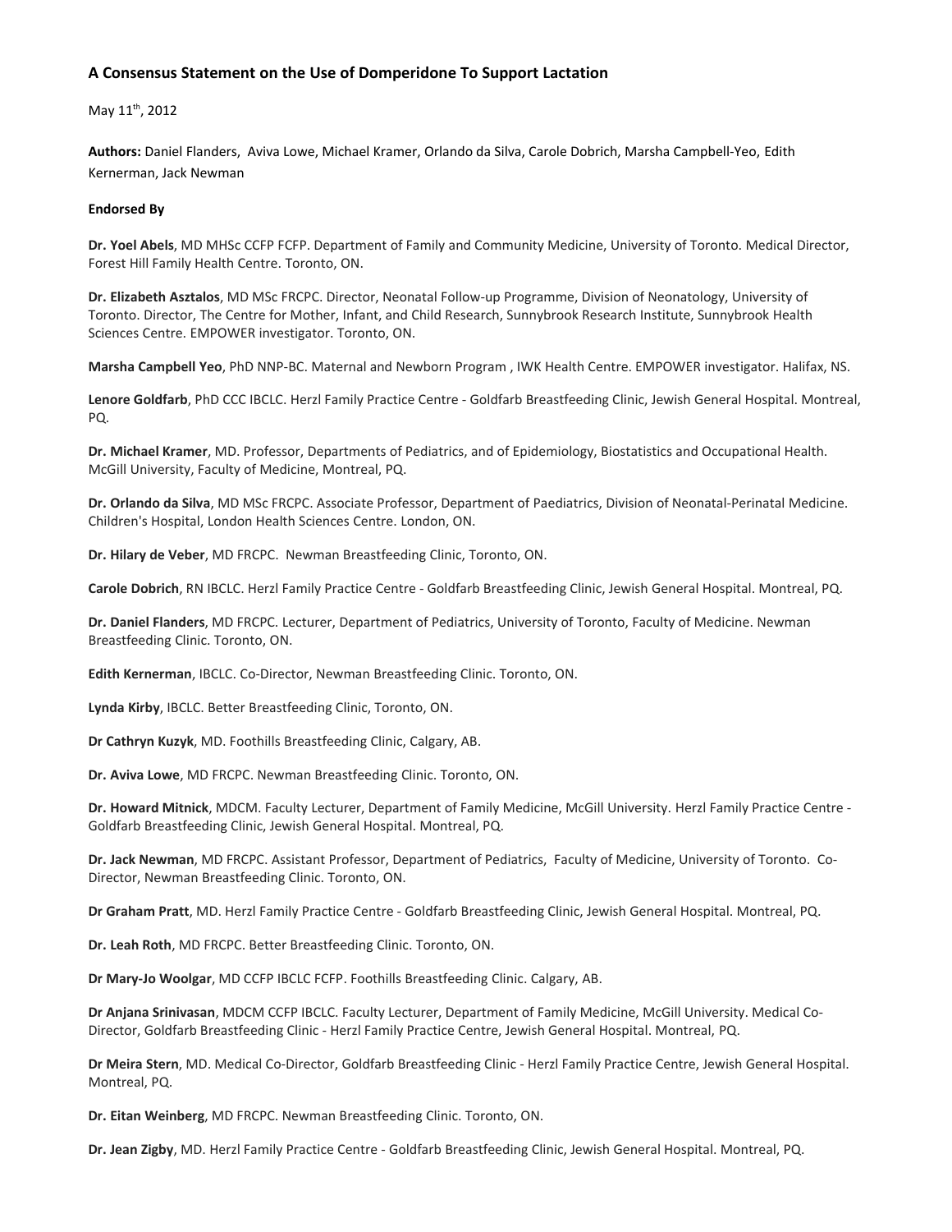# A Consensus Statement on the Use of Domperidone To Support Lactation

May 11th, 2012

**Authors:** Daniel Flanders, Aviva Lowe, Michael Kramer, Orlando da Silva, Carole Dobrich, Marsha Campbell-Yeo, Edith Kernerman, Jack Newman

**Endorsed By**

**Dr. Yoel Abels**, MD MHSc CCFP FCFP. Department of Family and Community Medicine, University of Toronto. Medical Director, Forest Hill Family Health Centre. Toronto, ON.

**Dr. Elizabeth Asztalos**, MD MSc FRCPC. Director, Neonatal Follow-up Programme, Division of Neonatology, University of Toronto. Director, The Centre for Mother, Infant, and Child Research, Sunnybrook Research Institute, Sunnybrook Health Sciences Centre. EMPOWER investigator. Toronto, ON.

**Marsha Campbell Yeo**, PhD NNP-BC. Maternal and Newborn Program , IWK Health Centre. EMPOWER investigator. Halifax, NS.

**Lenore Goldfarb**, PhD CCC IBCLC. Herzl Family Practice Centre - Goldfarb Breastfeeding Clinic, Jewish General Hospital. Montreal, PQ.

**Dr. Michael Kramer**, MD. Professor, Departments of Pediatrics, and of Epidemiology, Biostatistics and Occupational Health. McGill University, Faculty of Medicine, Montreal, PQ.

**Dr. Orlando da Silva**, MD MSc FRCPC. Associate Professor, Department of Paediatrics, Division of Neonatal-Perinatal Medicine. Children's Hospital, London Health Sciences Centre. London, ON.

**Dr. Hilary de Veber**, MD FRCPC. Newman Breastfeeding Clinic, Toronto, ON.

**Carole Dobrich**, RN IBCLC. Herzl Family Practice Centre - Goldfarb Breastfeeding Clinic, Jewish General Hospital. Montreal, PQ.

**Dr. Daniel Flanders**, MD FRCPC. Lecturer, Department of Pediatrics, University of Toronto, Faculty of Medicine. Newman Breastfeeding Clinic. Toronto, ON.

**Edith Kernerman**, IBCLC. Co-Director, Newman Breastfeeding Clinic. Toronto, ON.

**Lynda Kirby**, IBCLC. Better Breastfeeding Clinic, Toronto, ON.

**Dr Cathryn Kuzyk**, MD. Foothills Breastfeeding Clinic, Calgary, AB.

**Dr. Aviva Lowe**, MD FRCPC. Newman Breastfeeding Clinic. Toronto, ON.

**Dr. Howard Mitnick**, MDCM. Faculty Lecturer, Department of Family Medicine, McGill University. Herzl Family Practice Centre - Goldfarb Breastfeeding Clinic, Jewish General Hospital. Montreal, PQ.

**Dr. Jack Newman**, MD FRCPC. Assistant Professor, Department of Pediatrics, Faculty of Medicine, University of Toronto. Co-Director, Newman Breastfeeding Clinic. Toronto, ON.

**Dr Graham Pratt**, MD. Herzl Family Practice Centre - Goldfarb Breastfeeding Clinic, Jewish General Hospital. Montreal, PQ.

**Dr. Leah Roth**, MD FRCPC. Better Breastfeeding Clinic. Toronto, ON.

**Dr Mary-Jo Woolgar**, MD CCFP IBCLC FCFP. Foothills Breastfeeding Clinic. Calgary, AB.

**Dr Anjana Srinivasan**, MDCM CCFP IBCLC. Faculty Lecturer, Department of Family Medicine, McGill University. Medical Co-Director, Goldfarb Breastfeeding Clinic - Herzl Family Practice Centre, Jewish General Hospital. Montreal, PQ.

**Dr Meira Stern**, MD. Medical Co-Director, Goldfarb Breastfeeding Clinic - Herzl Family Practice Centre, Jewish General Hospital. Montreal, PQ.

**Dr. Eitan Weinberg**, MD FRCPC. Newman Breastfeeding Clinic. Toronto, ON.

**Dr. Jean Zigby**, MD. Herzl Family Practice Centre - Goldfarb Breastfeeding Clinic, Jewish General Hospital. Montreal, PQ.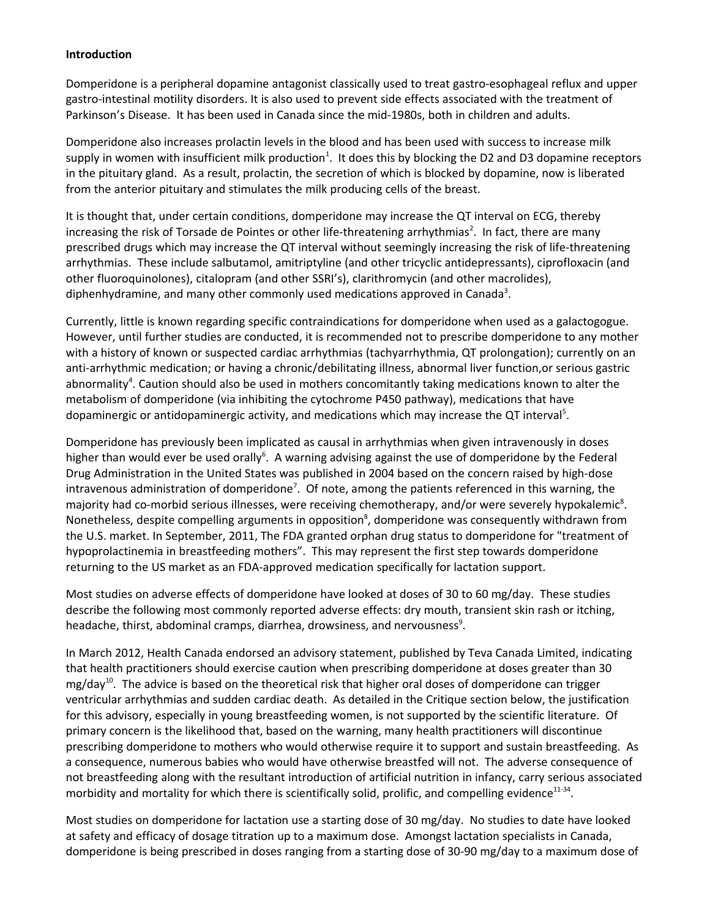**Introduction**

Domperidone is a peripheral dopamine antagonist classically used to treat gastro-esophageal reflux and upper gastro-intestinal motility disorders. It is also used to prevent side effects associated with the treatment of Parkinson's Disease. It has been used in Canada since the mid-1980s, both in children and adults.

Domperidone also increases prolactin levels in the blood and has been used with success to increase milk supply in women with insufficient milk production[1]. It does this by blocking the D2 and D3 dopamine receptors in the pituitary gland. As a result, prolactin, the secretion of which is blocked by dopamine, now is liberated from the anterior pituitary and stimulates the milk producing cells of the breast.

It is thought that, under certain conditions, domperidone may increase the QT interval on ECG, thereby increasing the risk of Torsade de Pointes or other life-threatening arrhythmias[2]. In fact, there are many prescribed drugs which may increase the QT interval without seemingly increasing the risk of life-threatening arrhythmias. These include salbutamol, amitriptyline (and other tricyclic antidepressants), ciprofloxacin (and other fluoroquinolones), citalopram (and other SSRI's), clarithromycin (and other macrolides), diphenhydramine, and many other commonly used medications approved in Canada[3].

Currently, little is known regarding specific contraindications for domperidone when used as a galactogogue. However, until further studies are conducted, it is recommended not to prescribe domperidone to any mother with a history of known or suspected cardiac arrhythmias (tachyarrhythmia, QT prolongation); currently on an anti-arrhythmic medication; or having a chronic/debilitating illness, abnormal liver function,or serious gastric abnormality[4]. Caution should also be used in mothers concomitantly taking medications known to alter the metabolism of domperidone (via inhibiting the cytochrome P450 pathway), medications that have dopaminergic or antidopaminergic activity, and medications which may increase the QT interval[5].

Domperidone has previously been implicated as causal in arrhythmias when given intravenously in doses higher than would ever be used orally[6]. A warning advising against the use of domperidone by the Federal Drug Administration in the United States was published in 2004 based on the concern raised by high-dose intravenous administration of domperidone[7]. Of note, among the patients referenced in this warning, the majority had co-morbid serious illnesses, were receiving chemotherapy, and/or were severely hypokalemic[8]. Nonetheless, despite compelling arguments in opposition[8], domperidone was consequently withdrawn from the U.S. market. In September, 2011, The FDA granted orphan drug status to domperidone for "treatment of hypoprolactinemia in breastfeeding mothers". This may represent the first step towards domperidone returning to the US market as an FDA-approved medication specifically for lactation support.

Most studies on adverse effects of domperidone have looked at doses of 30 to 60 mg/day. These studies describe the following most commonly reported adverse effects: dry mouth, transient skin rash or itching, headache, thirst, abdominal cramps, diarrhea, drowsiness, and nervousness[9].

In March 2012, Health Canada endorsed an advisory statement, published by Teva Canada Limited, indicating that health practitioners should exercise caution when prescribing domperidone at doses greater than 30 mg/day[10]. The advice is based on the theoretical risk that higher oral doses of domperidone can trigger ventricular arrhythmias and sudden cardiac death. As detailed in the Critique section below, the justification for this advisory, especially in young breastfeeding women, is not supported by the scientific literature. Of primary concern is the likelihood that, based on the warning, many health practitioners will discontinue prescribing domperidone to mothers who would otherwise require it to support and sustain breastfeeding. As a consequence, numerous babies who would have otherwise breastfed will not. The adverse consequence of not breastfeeding along with the resultant introduction of artificial nutrition in infancy, carry serious associated morbidity and mortality for which there is scientifically solid, prolific, and compelling evidence[11-34].

Most studies on domperidone for lactation use a starting dose of 30 mg/day. No studies to date have looked at safety and efficacy of dosage titration up to a maximum dose. Amongst lactation specialists in Canada, domperidone is being prescribed in doses ranging from a starting dose of 30-90 mg/day to a maximum dose of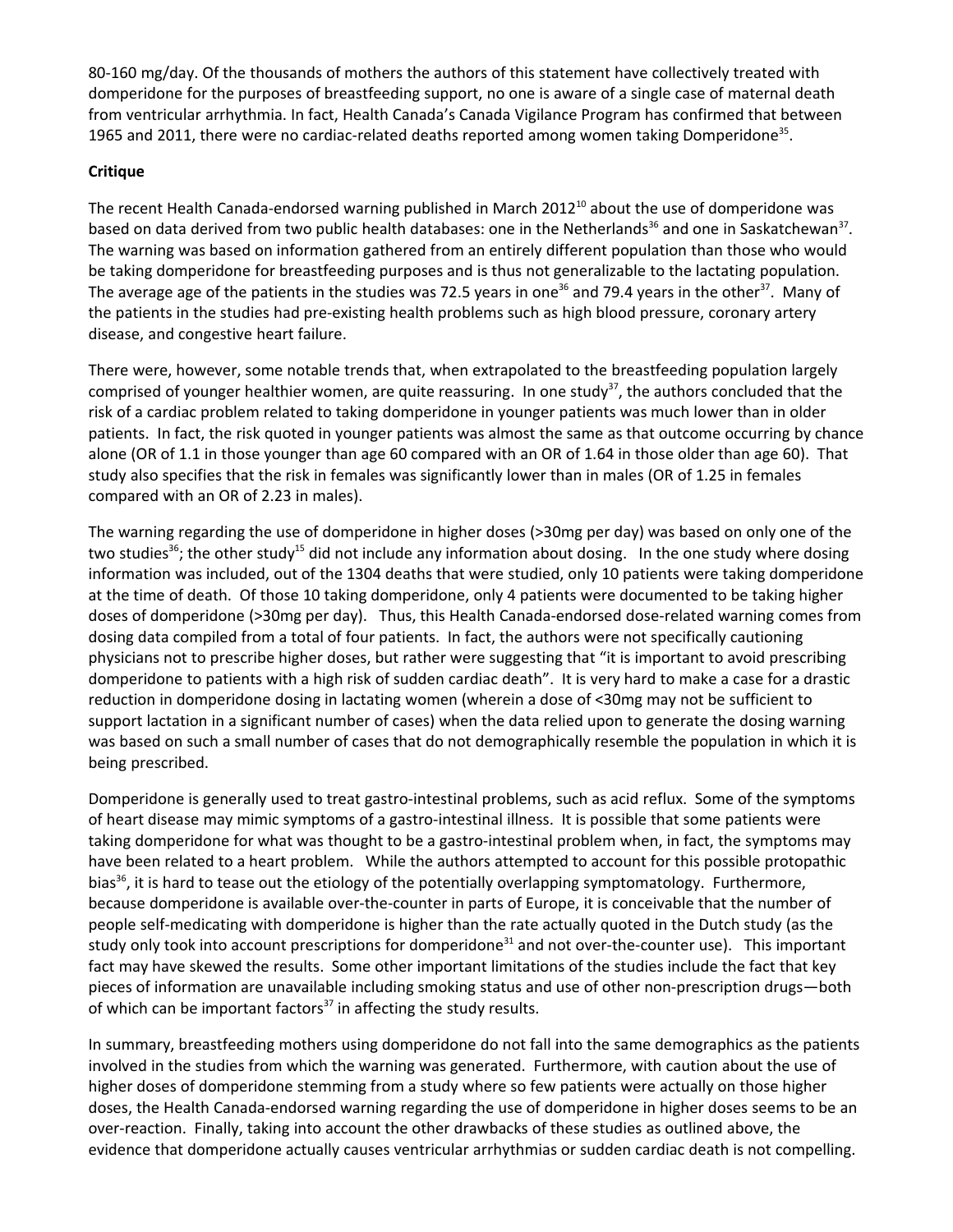80-160 mg/day. Of the thousands of mothers the authors of this statement have collectively treated with domperidone for the purposes of breastfeeding support, no one is aware of a single case of maternal death from ventricular arrhythmia. In fact, Health Canada's Canada Vigilance Program has confirmed that between 1965 and 2011, there were no cardiac-related deaths reported among women taking Domperidone[35].

**Critique**

The recent Health Canada-endorsed warning published in March 2012[10] about the use of domperidone was based on data derived from two public health databases: one in the Netherlands[36] and one in Saskatchewan[37]. The warning was based on information gathered from an entirely different population than those who would be taking domperidone for breastfeeding purposes and is thus not generalizable to the lactating population. The average age of the patients in the studies was 72.5 years in one[36] and 79.4 years in the other[37]. Many of the patients in the studies had pre-existing health problems such as high blood pressure, coronary artery disease, and congestive heart failure.

There were, however, some notable trends that, when extrapolated to the breastfeeding population largely comprised of younger healthier women, are quite reassuring. In one study[37], the authors concluded that the risk of a cardiac problem related to taking domperidone in younger patients was much lower than in older patients. In fact, the risk quoted in younger patients was almost the same as that outcome occurring by chance alone (OR of 1.1 in those younger than age 60 compared with an OR of 1.64 in those older than age 60). That study also specifies that the risk in females was significantly lower than in males (OR of 1.25 in females compared with an OR of 2.23 in males).

The warning regarding the use of domperidone in higher doses (>30mg per day) was based on only one of the two studies[36]; the other study[15] did not include any information about dosing. In the one study where dosing information was included, out of the 1304 deaths that were studied, only 10 patients were taking domperidone at the time of death. Of those 10 taking domperidone, only 4 patients were documented to be taking higher doses of domperidone (>30mg per day). Thus, this Health Canada-endorsed dose-related warning comes from dosing data compiled from a total of four patients. In fact, the authors were not specifically cautioning physicians not to prescribe higher doses, but rather were suggesting that "it is important to avoid prescribing domperidone to patients with a high risk of sudden cardiac death". It is very hard to make a case for a drastic reduction in domperidone dosing in lactating women (wherein a dose of <30mg may not be sufficient to support lactation in a significant number of cases) when the data relied upon to generate the dosing warning was based on such a small number of cases that do not demographically resemble the population in which it is being prescribed.

Domperidone is generally used to treat gastro-intestinal problems, such as acid reflux. Some of the symptoms of heart disease may mimic symptoms of a gastro-intestinal illness. It is possible that some patients were taking domperidone for what was thought to be a gastro-intestinal problem when, in fact, the symptoms may have been related to a heart problem. While the authors attempted to account for this possible protopathic bias[36], it is hard to tease out the etiology of the potentially overlapping symptomatology. Furthermore, because domperidone is available over-the-counter in parts of Europe, it is conceivable that the number of people self-medicating with domperidone is higher than the rate actually quoted in the Dutch study (as the study only took into account prescriptions for domperidone[31] and not over-the-counter use). This important fact may have skewed the results. Some other important limitations of the studies include the fact that key pieces of information are unavailable including smoking status and use of other non-prescription drugs—both of which can be important factors[37] in affecting the study results.

In summary, breastfeeding mothers using domperidone do not fall into the same demographics as the patients involved in the studies from which the warning was generated. Furthermore, with caution about the use of higher doses of domperidone stemming from a study where so few patients were actually on those higher doses, the Health Canada-endorsed warning regarding the use of domperidone in higher doses seems to be an over-reaction. Finally, taking into account the other drawbacks of these studies as outlined above, the evidence that domperidone actually causes ventricular arrhythmias or sudden cardiac death is not compelling.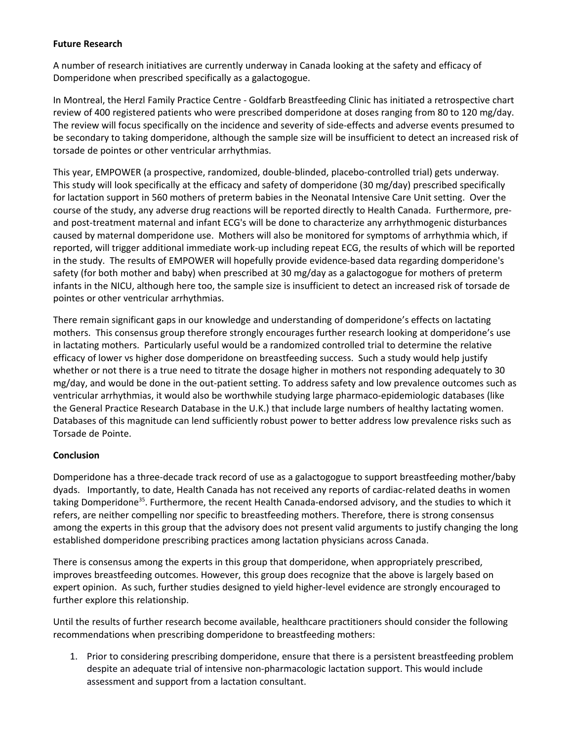**Future Research**

A number of research initiatives are currently underway in Canada looking at the safety and efficacy of Domperidone when prescribed specifically as a galactogogue.

In Montreal, the Herzl Family Practice Centre - Goldfarb Breastfeeding Clinic has initiated a retrospective chart review of 400 registered patients who were prescribed domperidone at doses ranging from 80 to 120 mg/day. The review will focus specifically on the incidence and severity of side-effects and adverse events presumed to be secondary to taking domperidone, although the sample size will be insufficient to detect an increased risk of torsade de pointes or other ventricular arrhythmias.

This year, EMPOWER (a prospective, randomized, double-blinded, placebo-controlled trial) gets underway. This study will look specifically at the efficacy and safety of domperidone (30 mg/day) prescribed specifically for lactation support in 560 mothers of preterm babies in the Neonatal Intensive Care Unit setting. Over the course of the study, any adverse drug reactions will be reported directly to Health Canada. Furthermore, pre- and post-treatment maternal and infant ECG's will be done to characterize any arrhythmogenic disturbances caused by maternal domperidone use. Mothers will also be monitored for symptoms of arrhythmia which, if reported, will trigger additional immediate work-up including repeat ECG, the results of which will be reported in the study. The results of EMPOWER will hopefully provide evidence-based data regarding domperidone's safety (for both mother and baby) when prescribed at 30 mg/day as a galactogogue for mothers of preterm infants in the NICU, although here too, the sample size is insufficient to detect an increased risk of torsade de pointes or other ventricular arrhythmias.

There remain significant gaps in our knowledge and understanding of domperidone's effects on lactating mothers. This consensus group therefore strongly encourages further research looking at domperidone's use in lactating mothers. Particularly useful would be a randomized controlled trial to determine the relative efficacy of lower vs higher dose domperidone on breastfeeding success. Such a study would help justify whether or not there is a true need to titrate the dosage higher in mothers not responding adequately to 30 mg/day, and would be done in the out-patient setting. To address safety and low prevalence outcomes such as ventricular arrhythmias, it would also be worthwhile studying large pharmaco-epidemiologic databases (like the General Practice Research Database in the U.K.) that include large numbers of healthy lactating women. Databases of this magnitude can lend sufficiently robust power to better address low prevalence risks such as Torsade de Pointe.

**Conclusion**

Domperidone has a three-decade track record of use as a galactogogue to support breastfeeding mother/baby dyads. Importantly, to date, Health Canada has not received any reports of cardiac-related deaths in women taking Domperidone[35]. Furthermore, the recent Health Canada-endorsed advisory, and the studies to which it refers, are neither compelling nor specific to breastfeeding mothers. Therefore, there is strong consensus among the experts in this group that the advisory does not present valid arguments to justify changing the long established domperidone prescribing practices among lactation physicians across Canada.

There is consensus among the experts in this group that domperidone, when appropriately prescribed, improves breastfeeding outcomes. However, this group does recognize that the above is largely based on expert opinion. As such, further studies designed to yield higher-level evidence are strongly encouraged to further explore this relationship.

Until the results of further research become available, healthcare practitioners should consider the following recommendations when prescribing domperidone to breastfeeding mothers:

1. Prior to considering prescribing domperidone, ensure that there is a persistent breastfeeding problem despite an adequate trial of intensive non-pharmacologic lactation support. This would include assessment and support from a lactation consultant.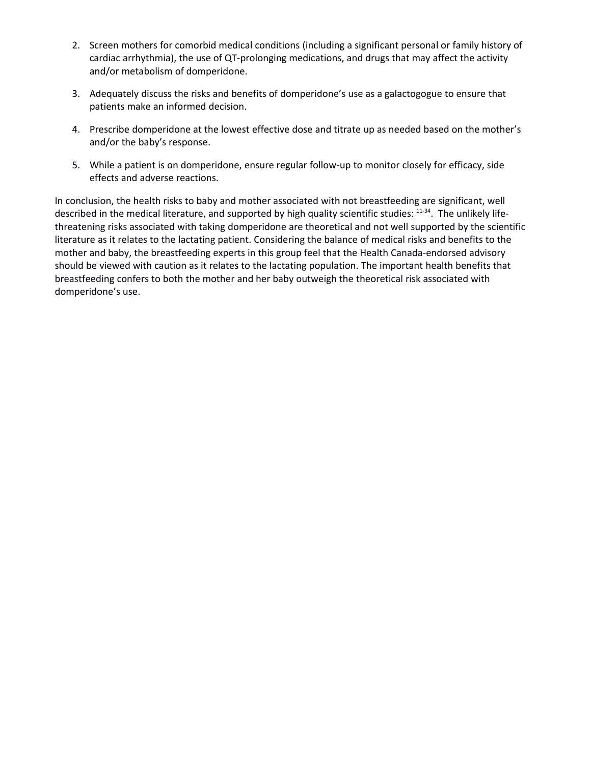2. Screen mothers for comorbid medical conditions (including a significant personal or family history of cardiac arrhythmia), the use of QT-prolonging medications, and drugs that may affect the activity and/or metabolism of domperidone.

3. Adequately discuss the risks and benefits of domperidone's use as a galactogogue to ensure that patients make an informed decision.

4. Prescribe domperidone at the lowest effective dose and titrate up as needed based on the mother's and/or the baby's response.

5. While a patient is on domperidone, ensure regular follow-up to monitor closely for efficacy, side effects and adverse reactions.

In conclusion, the health risks to baby and mother associated with not breastfeeding are significant, well described in the medical literature, and supported by high quality scientific studies: [11-34]. The unlikely life-threatening risks associated with taking domperidone are theoretical and not well supported by the scientific literature as it relates to the lactating patient. Considering the balance of medical risks and benefits to the mother and baby, the breastfeeding experts in this group feel that the Health Canada-endorsed advisory should be viewed with caution as it relates to the lactating population. The important health benefits that breastfeeding confers to both the mother and her baby outweigh the theoretical risk associated with domperidone's use.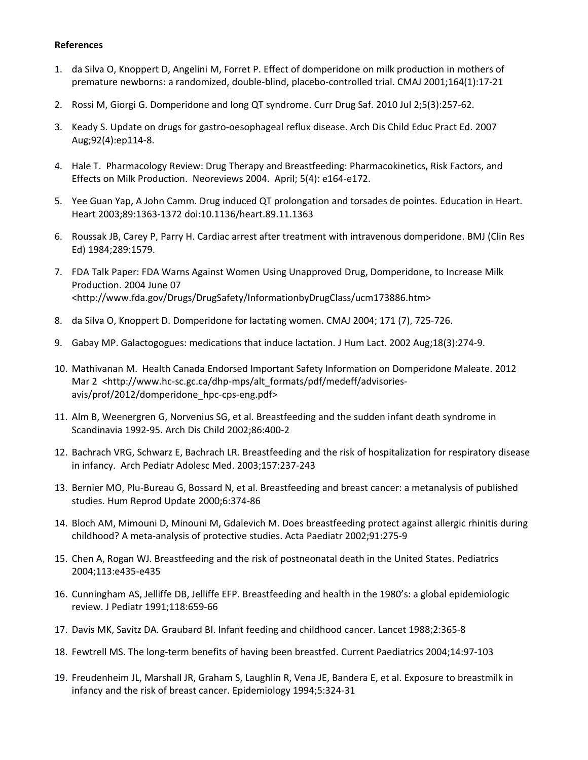**References**

1. da Silva O, Knoppert D, Angelini M, Forret P. Effect of domperidone on milk production in mothers of premature newborns: a randomized, double-blind, placebo-controlled trial. CMAJ 2001;164(1):17-21
2. Rossi M, Giorgi G. Domperidone and long QT syndrome. Curr Drug Saf. 2010 Jul 2;5(3):257-62.
3. Keady S. Update on drugs for gastro-oesophageal reflux disease. Arch Dis Child Educ Pract Ed. 2007 Aug;92(4):ep114-8.
4. Hale T. Pharmacology Review: Drug Therapy and Breastfeeding: Pharmacokinetics, Risk Factors, and Effects on Milk Production. Neoreviews 2004. April; 5(4): e164-e172.
5. Yee Guan Yap, A John Camm. Drug induced QT prolongation and torsades de pointes. Education in Heart. Heart 2003;89:1363-1372 doi:10.1136/heart.89.11.1363
6. Roussak JB, Carey P, Parry H. Cardiac arrest after treatment with intravenous domperidone. BMJ (Clin Res Ed) 1984;289:1579.
7. FDA Talk Paper: FDA Warns Against Women Using Unapproved Drug, Domperidone, to Increase Milk Production. 2004 June 07 <http://www.fda.gov/Drugs/DrugSafety/InformationbyDrugClass/ucm173886.htm>
8. da Silva O, Knoppert D. Domperidone for lactating women. CMAJ 2004; 171 (7), 725-726.
9. Gabay MP. Galactogogues: medications that induce lactation. J Hum Lact. 2002 Aug;18(3):274-9.
10. Mathivanan M. Health Canada Endorsed Important Safety Information on Domperidone Maleate. 2012 Mar 2 <http://www.hc-sc.gc.ca/dhp-mps/alt_formats/pdf/medeff/advisories-avis/prof/2012/domperidone_hpc-cps-eng.pdf>
11. Alm B, Weenergren G, Norvenius SG, et al. Breastfeeding and the sudden infant death syndrome in Scandinavia 1992-95. Arch Dis Child 2002;86:400-2
12. Bachrach VRG, Schwarz E, Bachrach LR. Breastfeeding and the risk of hospitalization for respiratory disease in infancy. Arch Pediatr Adolesc Med. 2003;157:237-243
13. Bernier MO, Plu-Bureau G, Bossard N, et al. Breastfeeding and breast cancer: a metanalysis of published studies. Hum Reprod Update 2000;6:374-86
14. Bloch AM, Mimouni D, Minouni M, Gdalevich M. Does breastfeeding protect against allergic rhinitis during childhood? A meta-analysis of protective studies. Acta Paediatr 2002;91:275-9
15. Chen A, Rogan WJ. Breastfeeding and the risk of postneonatal death in the United States. Pediatrics 2004;113:e435-e435
16. Cunningham AS, Jelliffe DB, Jelliffe EFP. Breastfeeding and health in the 1980's: a global epidemiologic review. J Pediatr 1991;118:659-66
17. Davis MK, Savitz DA. Graubard BI. Infant feeding and childhood cancer. Lancet 1988;2:365-8
18. Fewtrell MS. The long-term benefits of having been breastfed. Current Paediatrics 2004;14:97-103
19. Freudenheim JL, Marshall JR, Graham S, Laughlin R, Vena JE, Bandera E, et al. Exposure to breastmilk in infancy and the risk of breast cancer. Epidemiology 1994;5:324-31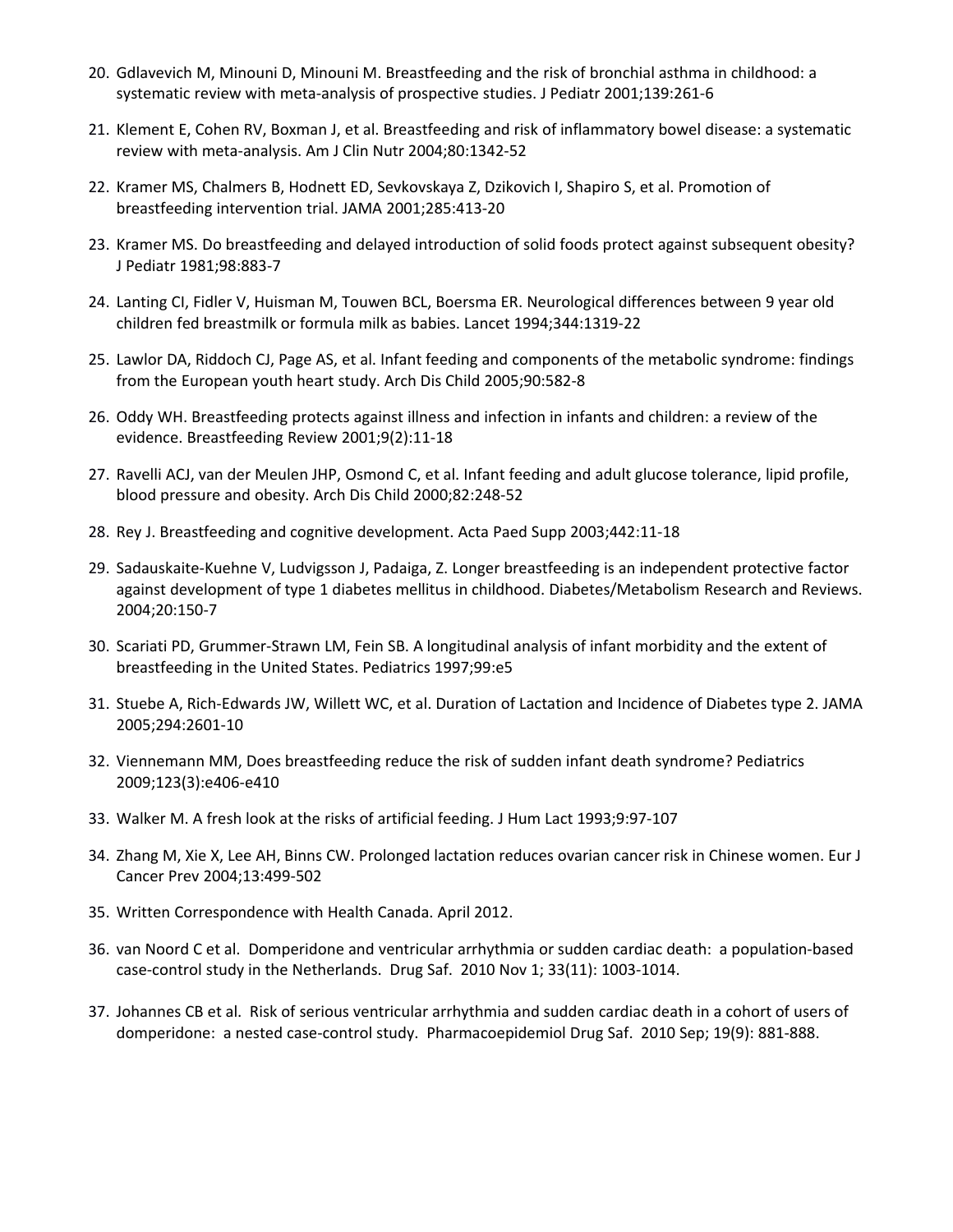20. Gdlavevich M, Minouni D, Minouni M. Breastfeeding and the risk of bronchial asthma in childhood: a systematic review with meta-analysis of prospective studies. J Pediatr 2001;139:261-6

21. Klement E, Cohen RV, Boxman J, et al. Breastfeeding and risk of inflammatory bowel disease: a systematic review with meta-analysis. Am J Clin Nutr 2004;80:1342-52

22. Kramer MS, Chalmers B, Hodnett ED, Sevkovskaya Z, Dzikovich I, Shapiro S, et al. Promotion of breastfeeding intervention trial. JAMA 2001;285:413-20

23. Kramer MS. Do breastfeeding and delayed introduction of solid foods protect against subsequent obesity? J Pediatr 1981;98:883-7

24. Lanting CI, Fidler V, Huisman M, Touwen BCL, Boersma ER. Neurological differences between 9 year old children fed breastmilk or formula milk as babies. Lancet 1994;344:1319-22

25. Lawlor DA, Riddoch CJ, Page AS, et al. Infant feeding and components of the metabolic syndrome: findings from the European youth heart study. Arch Dis Child 2005;90:582-8

26. Oddy WH. Breastfeeding protects against illness and infection in infants and children: a review of the evidence. Breastfeeding Review 2001;9(2):11-18

27. Ravelli ACJ, van der Meulen JHP, Osmond C, et al. Infant feeding and adult glucose tolerance, lipid profile, blood pressure and obesity. Arch Dis Child 2000;82:248-52

28. Rey J. Breastfeeding and cognitive development. Acta Paed Supp 2003;442:11-18

29. Sadauskaite-Kuehne V, Ludvigsson J, Padaiga, Z. Longer breastfeeding is an independent protective factor against development of type 1 diabetes mellitus in childhood. Diabetes/Metabolism Research and Reviews. 2004;20:150-7

30. Scariati PD, Grummer-Strawn LM, Fein SB. A longitudinal analysis of infant morbidity and the extent of breastfeeding in the United States. Pediatrics 1997;99:e5

31. Stuebe A, Rich-Edwards JW, Willett WC, et al. Duration of Lactation and Incidence of Diabetes type 2. JAMA 2005;294:2601-10

32. Viennemann MM, Does breastfeeding reduce the risk of sudden infant death syndrome? Pediatrics 2009;123(3):e406-e410

33. Walker M. A fresh look at the risks of artificial feeding. J Hum Lact 1993;9:97-107

34. Zhang M, Xie X, Lee AH, Binns CW. Prolonged lactation reduces ovarian cancer risk in Chinese women. Eur J Cancer Prev 2004;13:499-502

35. Written Correspondence with Health Canada. April 2012.

36. van Noord C et al. Domperidone and ventricular arrhythmia or sudden cardiac death: a population-based case-control study in the Netherlands. Drug Saf. 2010 Nov 1; 33(11): 1003-1014.

37. Johannes CB et al. Risk of serious ventricular arrhythmia and sudden cardiac death in a cohort of users of domperidone: a nested case-control study. Pharmacoepidemiol Drug Saf. 2010 Sep; 19(9): 881-888.